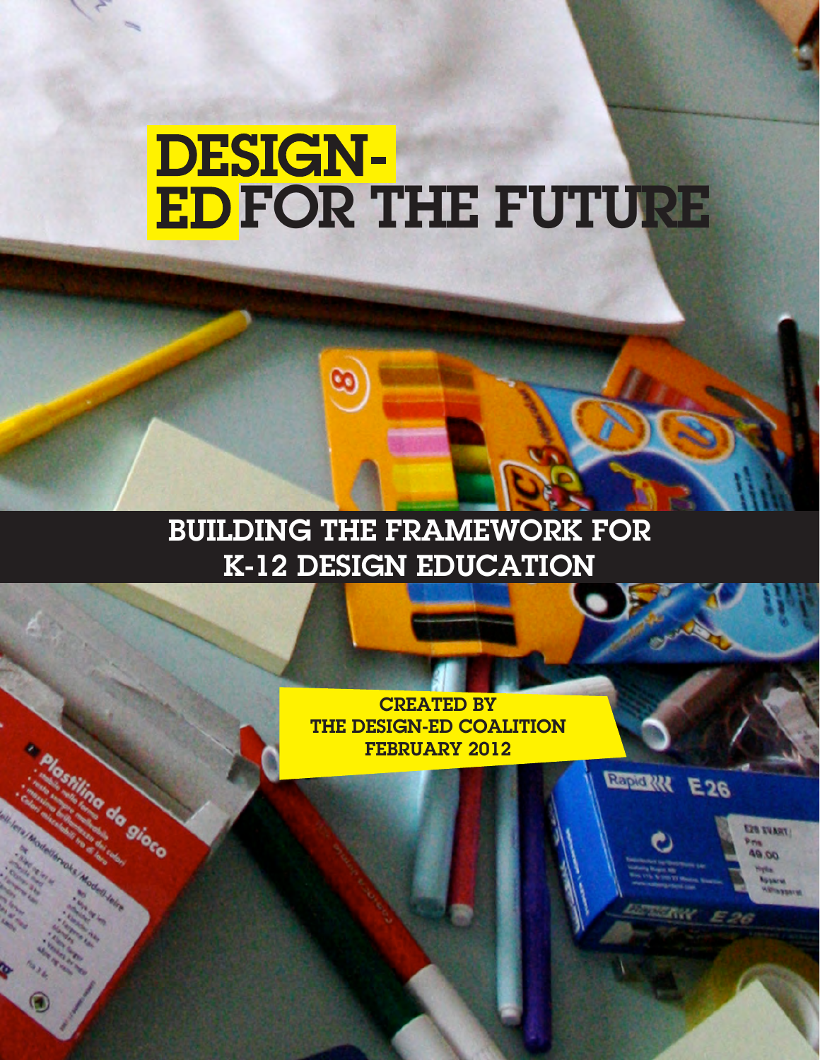# DESIGN-ED FOR THE FUTURE

## BUILDING THE FRAMEWORK FOR K-12 DESIGN EDUCATION

CREATED BY
THE DESIGN-ED COALITION
FEBRUARY 2012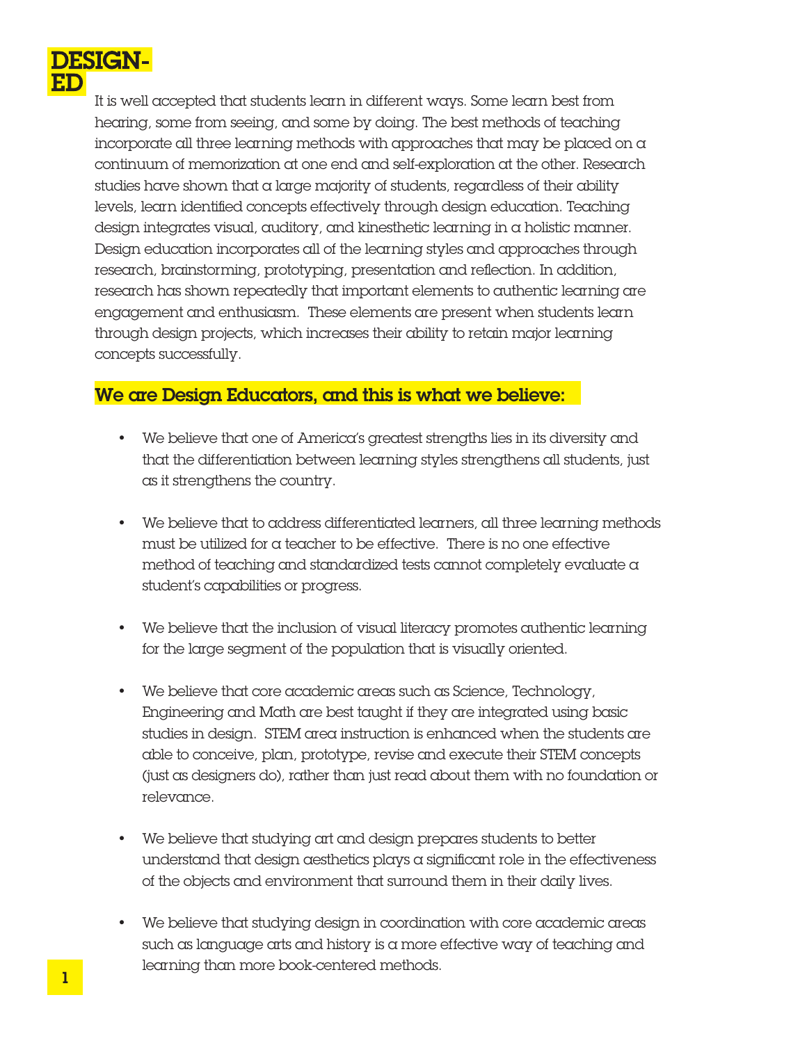# DESIGN-ED

It is well accepted that students learn in different ways. Some learn best from hearing, some from seeing, and some by doing. The best methods of teaching incorporate all three learning methods with approaches that may be placed on a continuum of memorization at one end and self-exploration at the other. Research studies have shown that a large majority of students, regardless of their ability levels, learn identified concepts effectively through design education. Teaching design integrates visual, auditory, and kinesthetic learning in a holistic manner. Design education incorporates all of the learning styles and approaches through research, brainstorming, prototyping, presentation and reflection. In addition, research has shown repeatedly that important elements to authentic learning are engagement and enthusiasm. These elements are present when students learn through design projects, which increases their ability to retain major learning concepts successfully.

## We are Design Educators, and this is what we believe:

- We believe that one of America's greatest strengths lies in its diversity and that the differentiation between learning styles strengthens all students, just as it strengthens the country.
- We believe that to address differentiated learners, all three learning methods must be utilized for a teacher to be effective. There is no one effective method of teaching and standardized tests cannot completely evaluate a student's capabilities or progress.
- We believe that the inclusion of visual literacy promotes authentic learning for the large segment of the population that is visually oriented.
- We believe that core academic areas such as Science, Technology, Engineering and Math are best taught if they are integrated using basic studies in design. STEM area instruction is enhanced when the students are able to conceive, plan, prototype, revise and execute their STEM concepts (just as designers do), rather than just read about them with no foundation or relevance.
- We believe that studying art and design prepares students to better understand that design aesthetics plays a significant role in the effectiveness of the objects and environment that surround them in their daily lives.
- We believe that studying design in coordination with core academic areas such as language arts and history is a more effective way of teaching and learning than more book-centered methods.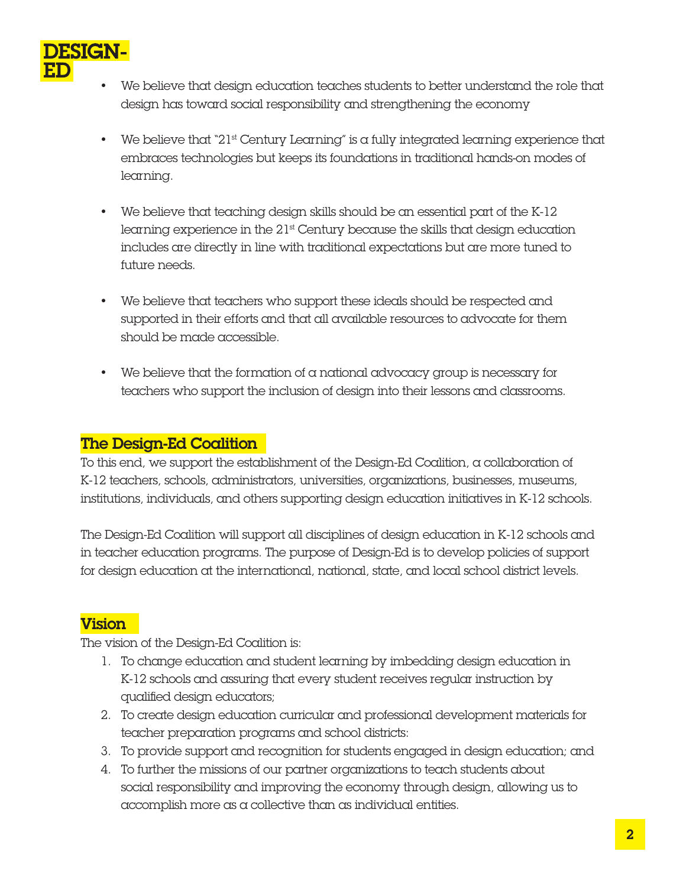- We believe that design education teaches students to better understand the role that design has toward social responsibility and strengthening the economy

- We believe that "21st Century Learning" is a fully integrated learning experience that embraces technologies but keeps its foundations in traditional hands-on modes of learning.

- We believe that teaching design skills should be an essential part of the K-12 learning experience in the 21st Century because the skills that design education includes are directly in line with traditional expectations but are more tuned to future needs.

- We believe that teachers who support these ideals should be respected and supported in their efforts and that all available resources to advocate for them should be made accessible.

- We believe that the formation of a national advocacy group is necessary for teachers who support the inclusion of design into their lessons and classrooms.

## The Design-Ed Coalition

To this end, we support the establishment of the Design-Ed Coalition, a collaboration of K-12 teachers, schools, administrators, universities, organizations, businesses, museums, institutions, individuals, and others supporting design education initiatives in K-12 schools.

The Design-Ed Coalition will support all disciplines of design education in K-12 schools and in teacher education programs. The purpose of Design-Ed is to develop policies of support for design education at the international, national, state, and local school district levels.

## Vision

The vision of the Design-Ed Coalition is:

1. To change education and student learning by imbedding design education in K-12 schools and assuring that every student receives regular instruction by qualified design educators;
2. To create design education curricular and professional development materials for teacher preparation programs and school districts:
3. To provide support and recognition for students engaged in design education; and
4. To further the missions of our partner organizations to teach students about social responsibility and improving the economy through design, allowing us to accomplish more as a collective than as individual entities.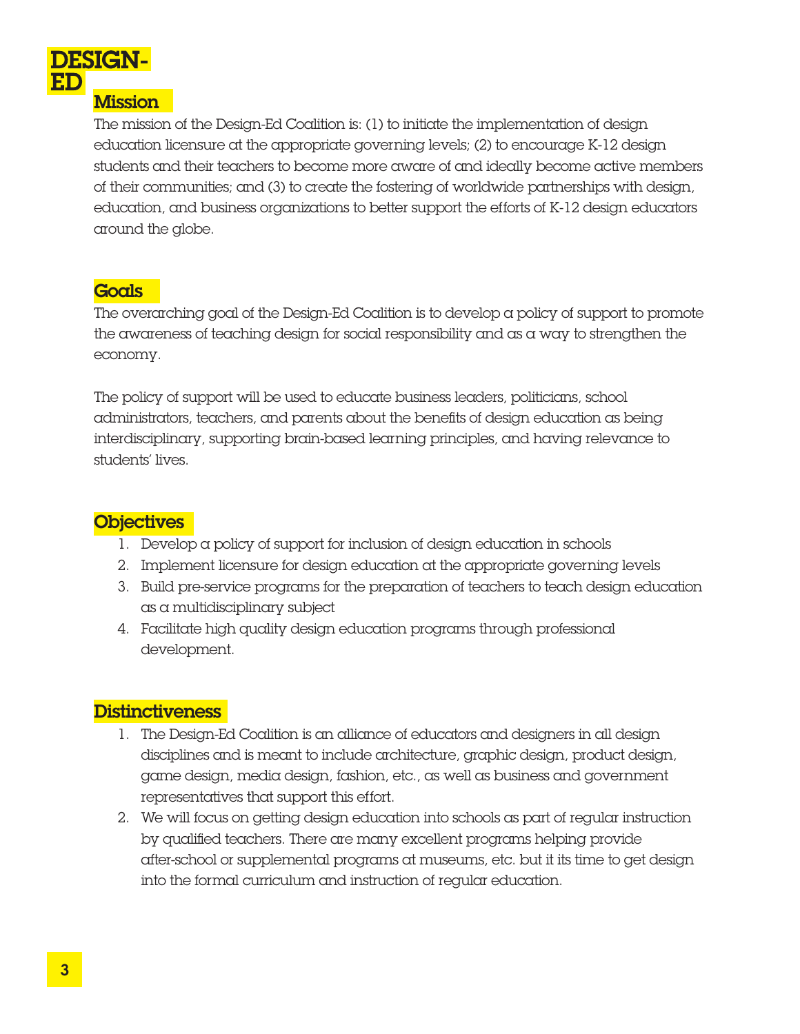# DESIGN-ED

## Mission

The mission of the Design-Ed Coalition is: (1) to initiate the implementation of design education licensure at the appropriate governing levels; (2) to encourage K-12 design students and their teachers to become more aware of and ideally become active members of their communities; and (3) to create the fostering of worldwide partnerships with design, education, and business organizations to better support the efforts of K-12 design educators around the globe.

## Goals

The overarching goal of the Design-Ed Coalition is to develop a policy of support to promote the awareness of teaching design for social responsibility and as a way to strengthen the economy.

The policy of support will be used to educate business leaders, politicians, school administrators, teachers, and parents about the benefits of design education as being interdisciplinary, supporting brain-based learning principles, and having relevance to students' lives.

## Objectives

1. Develop a policy of support for inclusion of design education in schools
2. Implement licensure for design education at the appropriate governing levels
3. Build pre-service programs for the preparation of teachers to teach design education as a multidisciplinary subject
4. Facilitate high quality design education programs through professional development.

## Distinctiveness

1. The Design-Ed Coalition is an alliance of educators and designers in all design disciplines and is meant to include architecture, graphic design, product design, game design, media design, fashion, etc., as well as business and government representatives that support this effort.
2. We will focus on getting design education into schools as part of regular instruction by qualified teachers. There are many excellent programs helping provide after-school or supplemental programs at museums, etc. but it its time to get design into the formal curriculum and instruction of regular education.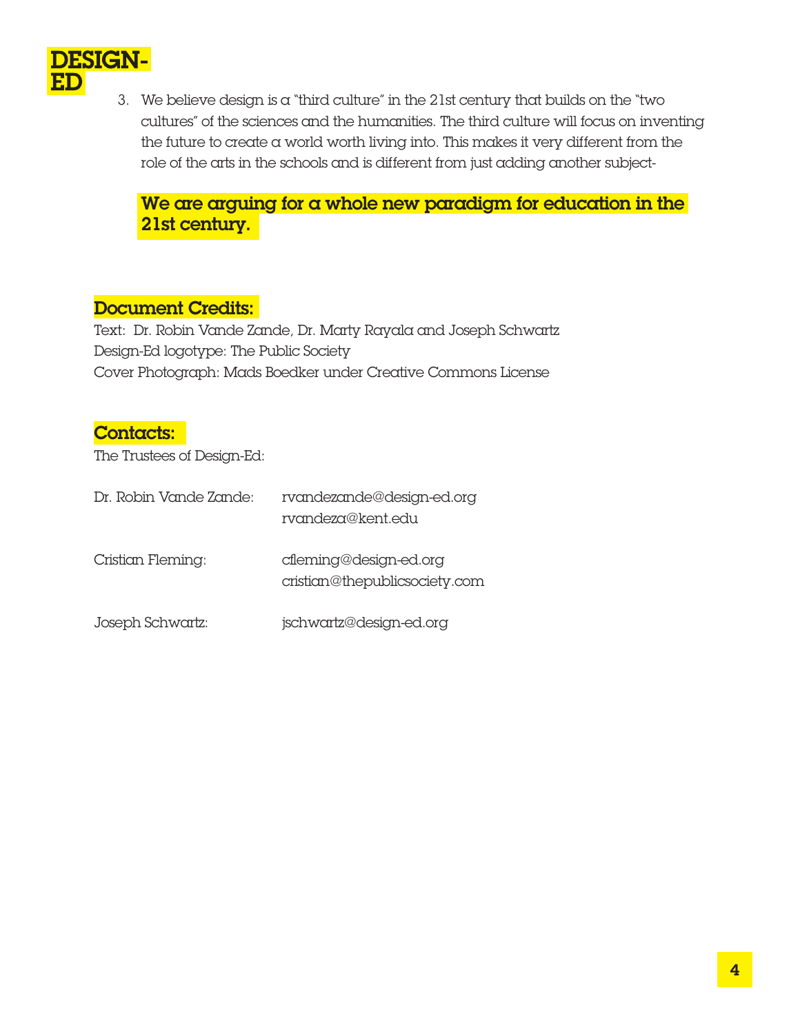3. We believe design is a "third culture" in the 21st century that builds on the "two cultures" of the sciences and the humanities. The third culture will focus on inventing the future to create a world worth living into. This makes it very different from the role of the arts in the schools and is different from just adding another subject-

**We are arguing for a whole new paradigm for education in the 21st century.**

## Document Credits:

Text: Dr. Robin Vande Zande, Dr. Marty Rayala and Joseph Schwartz
Design-Ed logotype: The Public Society
Cover Photograph: Mads Boedker under Creative Commons License

## Contacts:

The Trustees of Design-Ed:

Dr. Robin Vande Zande: rvandezande@design-ed.org
rvandeza@kent.edu

Cristian Fleming: cfleming@design-ed.org
cristian@thepublicsociety.com

Joseph Schwartz: jschwartz@design-ed.org